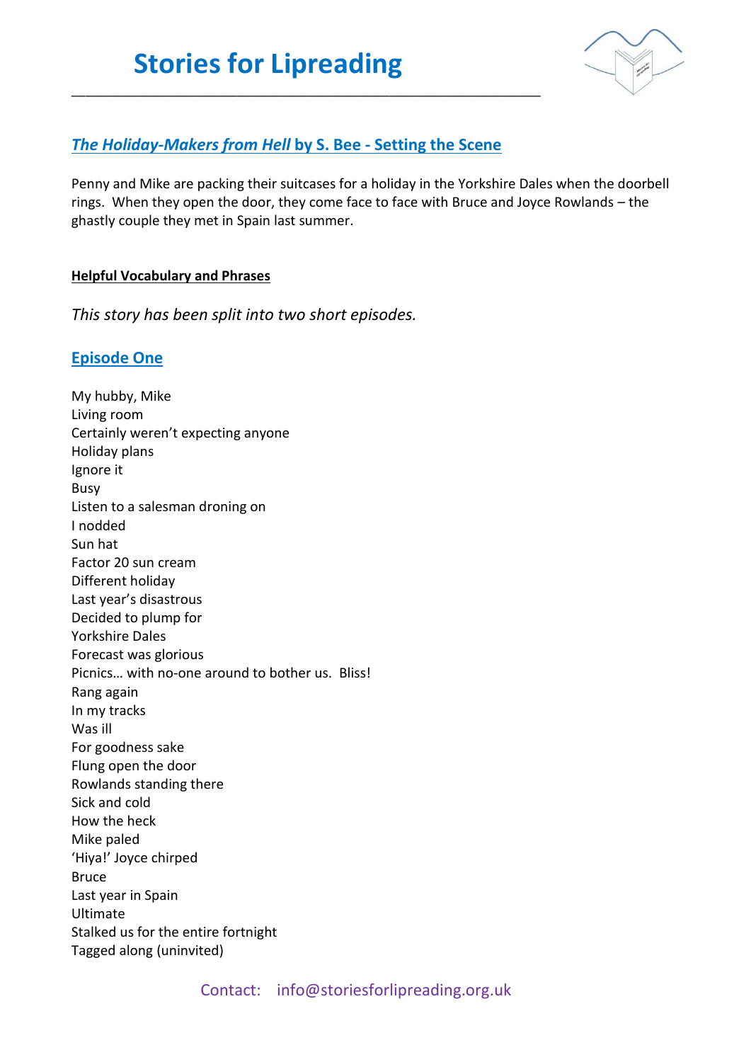# Stories for Lipreading

## *The Holiday-Makers from Hell* by S. Bee - Setting the Scene

Penny and Mike are packing their suitcases for a holiday in the Yorkshire Dales when the doorbell rings. When they open the door, they come face to face with Bruce and Joyce Rowlands – the ghastly couple they met in Spain last summer.

**Helpful Vocabulary and Phrases**

*This story has been split into two short episodes.*

## Episode One

My hubby, Mike
Living room
Certainly weren't expecting anyone
Holiday plans
Ignore it
Busy
Listen to a salesman droning on
I nodded
Sun hat
Factor 20 sun cream
Different holiday
Last year's disastrous
Decided to plump for
Yorkshire Dales
Forecast was glorious
Picnics… with no-one around to bother us. Bliss!
Rang again
In my tracks
Was ill
For goodness sake
Flung open the door
Rowlands standing there
Sick and cold
How the heck
Mike paled
'Hiya!' Joyce chirped
Bruce
Last year in Spain
Ultimate
Stalked us for the entire fortnight
Tagged along (uninvited)

Contact: info@storiesforlipreading.org.uk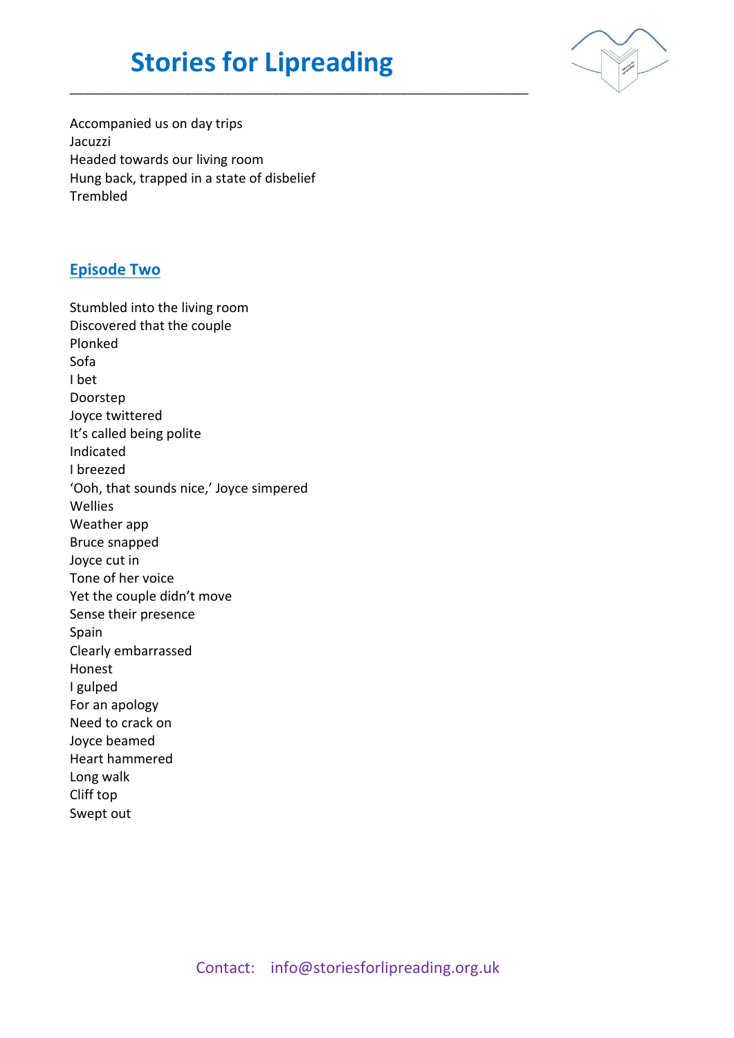Accompanied us on day trips
Jacuzzi
Headed towards our living room
Hung back, trapped in a state of disbelief
Trembled

## Episode Two

Stumbled into the living room
Discovered that the couple
Plonked
Sofa
I bet
Doorstep
Joyce twittered
It's called being polite
Indicated
I breezed
'Ooh, that sounds nice,' Joyce simpered
Wellies
Weather app
Bruce snapped
Joyce cut in
Tone of her voice
Yet the couple didn't move
Sense their presence
Spain
Clearly embarrassed
Honest
I gulped
For an apology
Need to crack on
Joyce beamed
Heart hammered
Long walk
Cliff top
Swept out